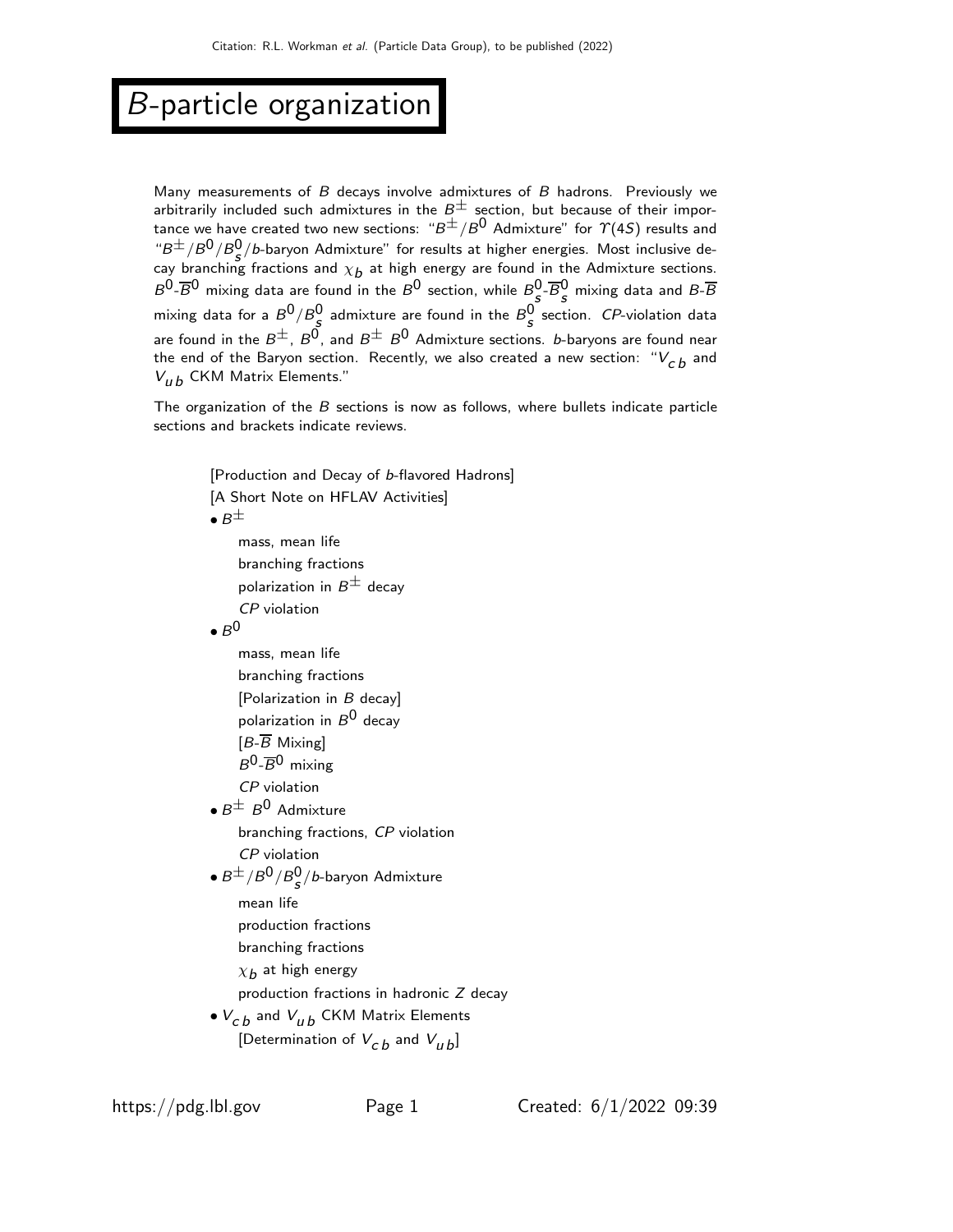# $B$-particle organization

Many measurements of $B$ decays involve admixtures of $B$ hadrons. Previously we arbitrarily included such admixtures in the $B^{\pm}$ section, but because of their importance we have created two new sections: "$B^{\pm}/B^{0}$ Admixture" for $\Upsilon(4S)$ results and "$B^{\pm}/B^{0}/B^{0}_{s}/b$-baryon Admixture" for results at higher energies. Most inclusive decay branching fractions and $\chi_b$ at high energy are found in the Admixture sections. $B^0$-$\overline{B}^0$ mixing data are found in the $B^0$ section, while $B^0_s$-$\overline{B}^0_s$ mixing data and $B$-$\overline{B}$ mixing data for a $B^0/B^0_s$ admixture are found in the $B^0_s$ section. *CP*-violation data are found in the $B^{\pm}$, $B^0$, and $B^{\pm}$ $B^0$ Admixture sections. $b$-baryons are found near the end of the Baryon section. Recently, we also created a new section: "$V_{cb}$ and $V_{ub}$ CKM Matrix Elements."

The organization of the $B$ sections is now as follows, where bullets indicate particle sections and brackets indicate reviews.

[Production and Decay of $b$-flavored Hadrons]

[A Short Note on HFLAV Activities]

- $B^{\pm}$
  - mass, mean life
  - branching fractions
  - polarization in $B^{\pm}$ decay
  - *CP* violation
- $B^0$
  - mass, mean life
  - branching fractions
  - [Polarization in $B$ decay]
  - polarization in $B^0$ decay
  - [$B$-$\overline{B}$ Mixing]
  - $B^0$-$\overline{B}^0$ mixing
  - *CP* violation
- $B^{\pm}$ $B^0$ Admixture
  - branching fractions, *CP* violation
  - *CP* violation
- $B^{\pm}/B^0/B^0_s/b$-baryon Admixture
  - mean life
  - production fractions
  - branching fractions
  - $\chi_b$ at high energy
  - production fractions in hadronic $Z$ decay
- $V_{cb}$ and $V_{ub}$ CKM Matrix Elements
  - [Determination of $V_{cb}$ and $V_{ub}$]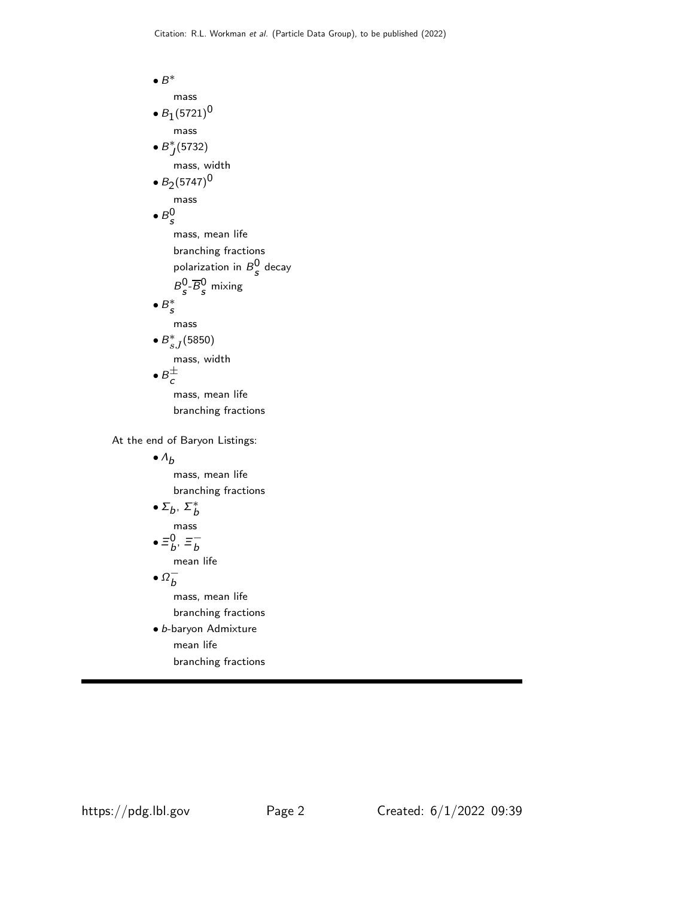- $B^*$
  - mass
- $B_1(5721)^0$
  - mass
- $B_J^*(5732)$
  - mass, width
- $B_2(5747)^0$
  - mass
- $B_s^0$
  - mass, mean life
  - branching fractions
  - polarization in $B_s^0$ decay
  - $B_s^0$-$\overline{B}_s^0$ mixing
- $B_s^*$
  - mass
- $B_{sJ}^*(5850)$
  - mass, width
- $B_c^{\pm}$
  - mass, mean life
  - branching fractions

At the end of Baryon Listings:

- $\Lambda_b$
  - mass, mean life
  - branching fractions
- $\Sigma_b$, $\Sigma_b^*$
  - mass
- $\Xi_b^0$, $\Xi_b^-$
  - mean life
- $\Omega_b^-$
  - mass, mean life
  - branching fractions
- *b*-baryon Admixture
  - mean life
  - branching fractions